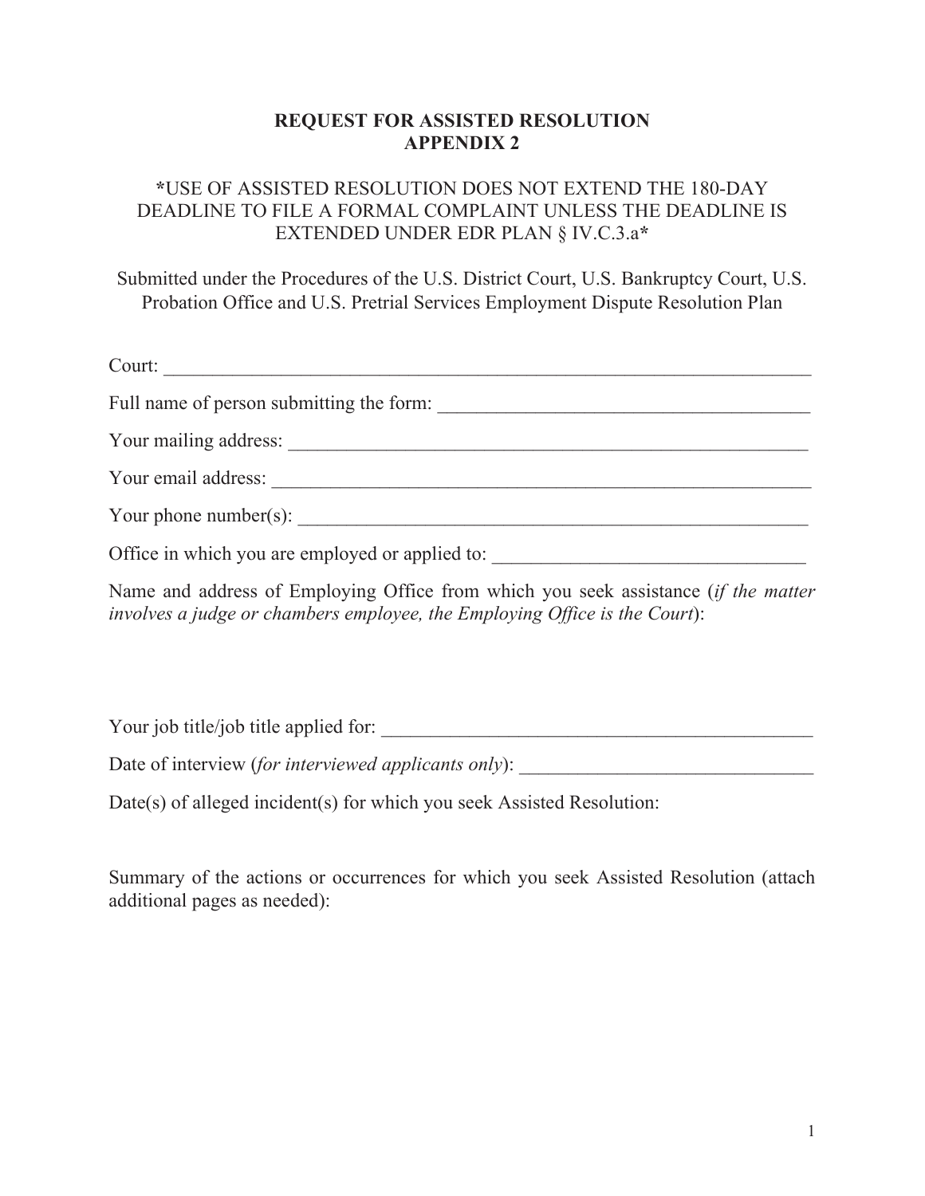# REQUEST FOR ASSISTED RESOLUTION
## APPENDIX 2

**\*USE OF ASSISTED RESOLUTION DOES NOT EXTEND THE 180-DAY DEADLINE TO FILE A FORMAL COMPLAINT UNLESS THE DEADLINE IS EXTENDED UNDER EDR PLAN § IV.C.3.a\***

Submitted under the Procedures of the U.S. District Court, U.S. Bankruptcy Court, U.S. Probation Office and U.S. Pretrial Services Employment Dispute Resolution Plan

Court: ______________________________________________________________________

Full name of person submitting the form: ______________________________________

Your mailing address: ____________________________________________________

Your email address: ______________________________________________________

Your phone number(s): ___________________________________________________

Office in which you are employed or applied to: _______________________________

Name and address of Employing Office from which you seek assistance (*if the matter involves a judge or chambers employee, the Employing Office is the Court*):

Your job title/job title applied for: ___________________________________________

Date of interview (*for interviewed applicants only*): _____________________________

Date(s) of alleged incident(s) for which you seek Assisted Resolution:

Summary of the actions or occurrences for which you seek Assisted Resolution (attach additional pages as needed):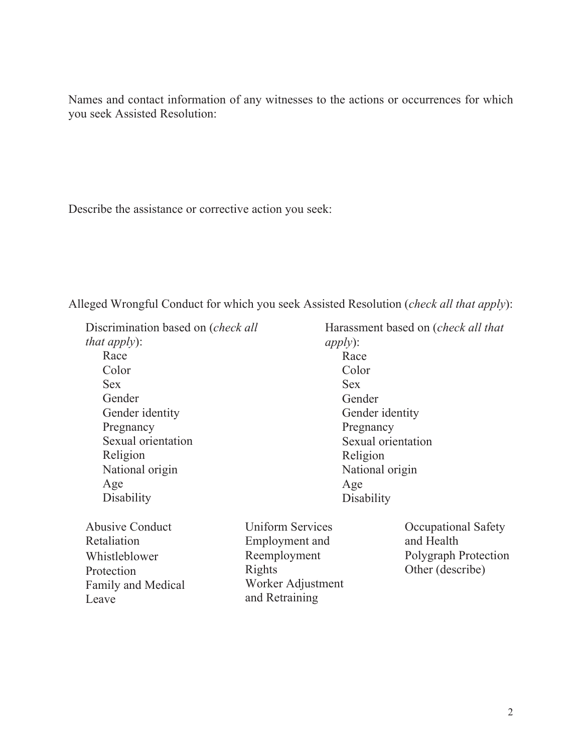Names and contact information of any witnesses to the actions or occurrences for which you seek Assisted Resolution:

Describe the assistance or corrective action you seek:

Alleged Wrongful Conduct for which you seek Assisted Resolution (*check all that apply*):

Discrimination based on (*check all that apply*):

- Race
- Color
- Sex
- Gender
- Gender identity
- Pregnancy
- Sexual orientation
- Religion
- National origin
- Age
- Disability

Harassment based on (*check all that apply*):

- Race
- Color
- Sex
- Gender
- Gender identity
- Pregnancy
- Sexual orientation
- Religion
- National origin
- Age
- Disability

- Abusive Conduct
- Retaliation
- Whistleblower Protection
- Family and Medical Leave
- Uniform Services Employment and Reemployment Rights
- Worker Adjustment and Retraining
- Occupational Safety and Health
- Polygraph Protection
- Other (describe)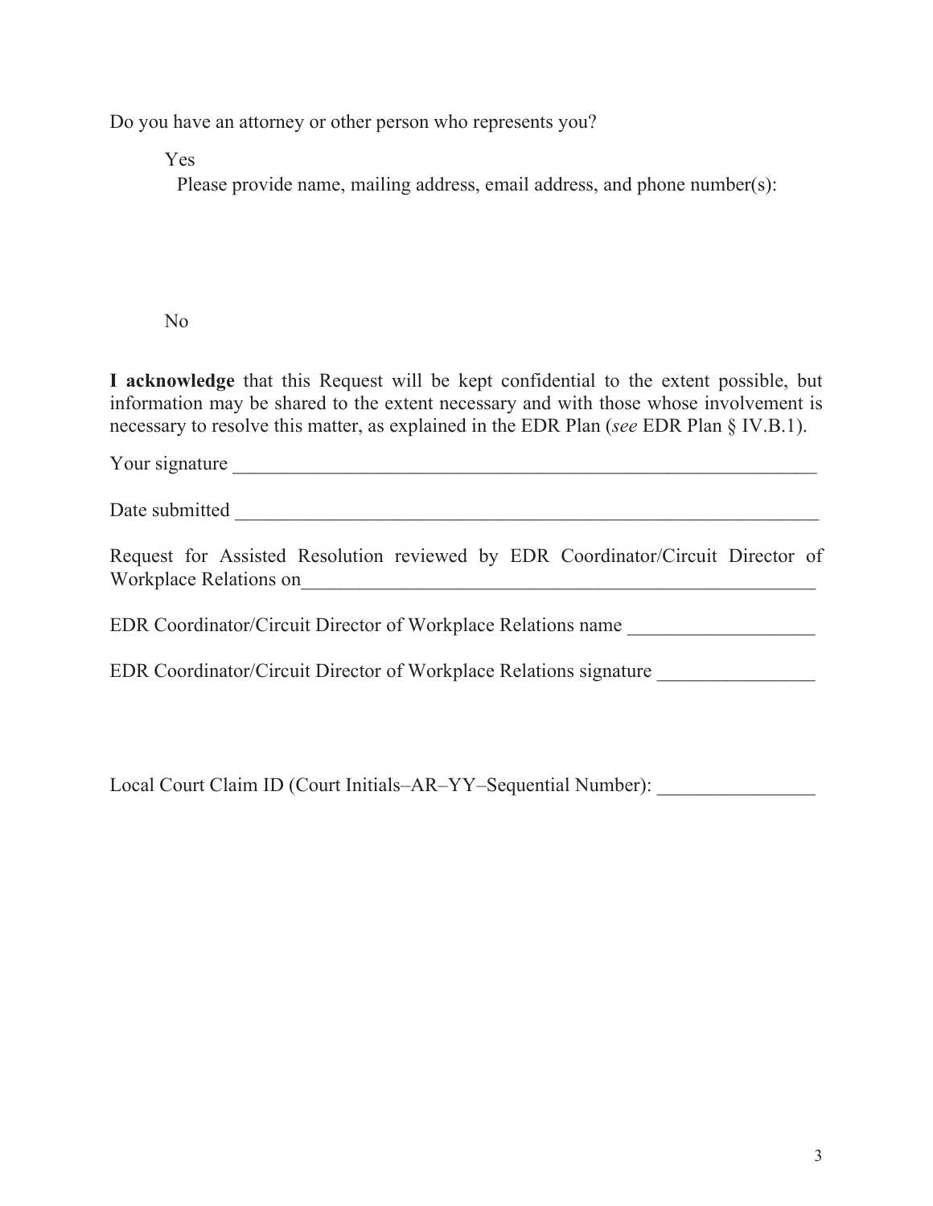Do you have an attorney or other person who represents you?

Yes

Please provide name, mailing address, email address, and phone number(s):

No

**I acknowledge** that this Request will be kept confidential to the extent possible, but information may be shared to the extent necessary and with those whose involvement is necessary to resolve this matter, as explained in the EDR Plan (*see* EDR Plan § IV.B.1).

Your signature ____________________________________________________________

Date submitted ____________________________________________________________

Request for Assisted Resolution reviewed by EDR Coordinator/Circuit Director of Workplace Relations on____________________________________________________

EDR Coordinator/Circuit Director of Workplace Relations name __________________

EDR Coordinator/Circuit Director of Workplace Relations signature ________________

Local Court Claim ID (Court Initials–AR–YY–Sequential Number): ________________